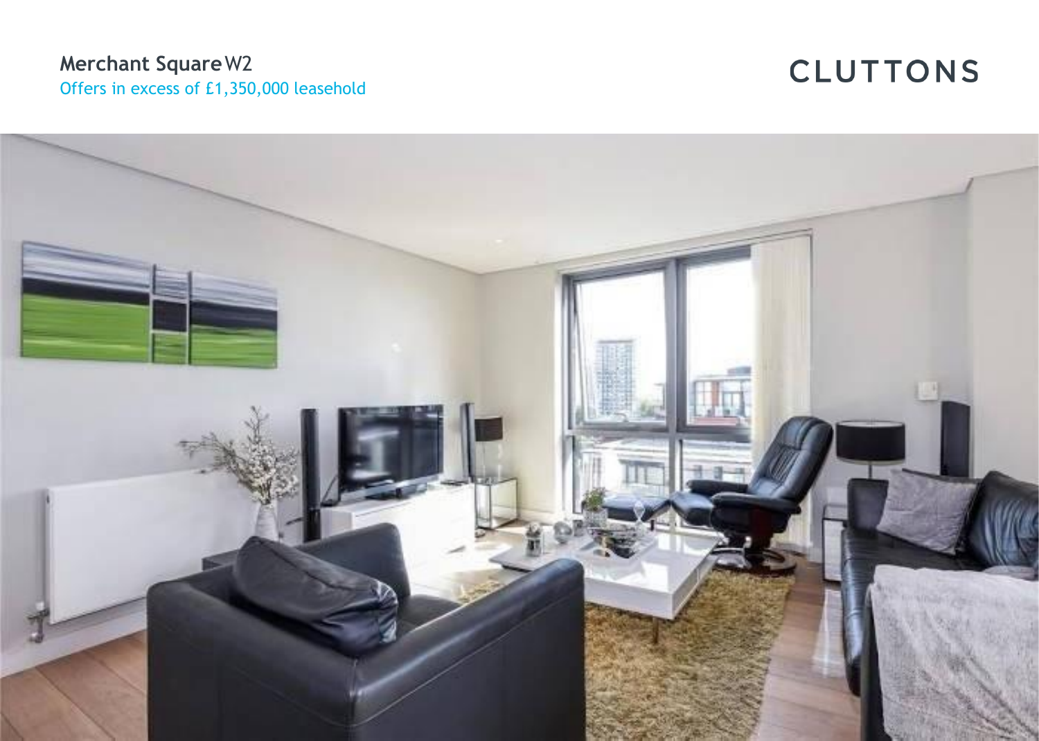**Merchant Square** W2

Offers in excess of £1,350,000 leasehold

CLUTTONS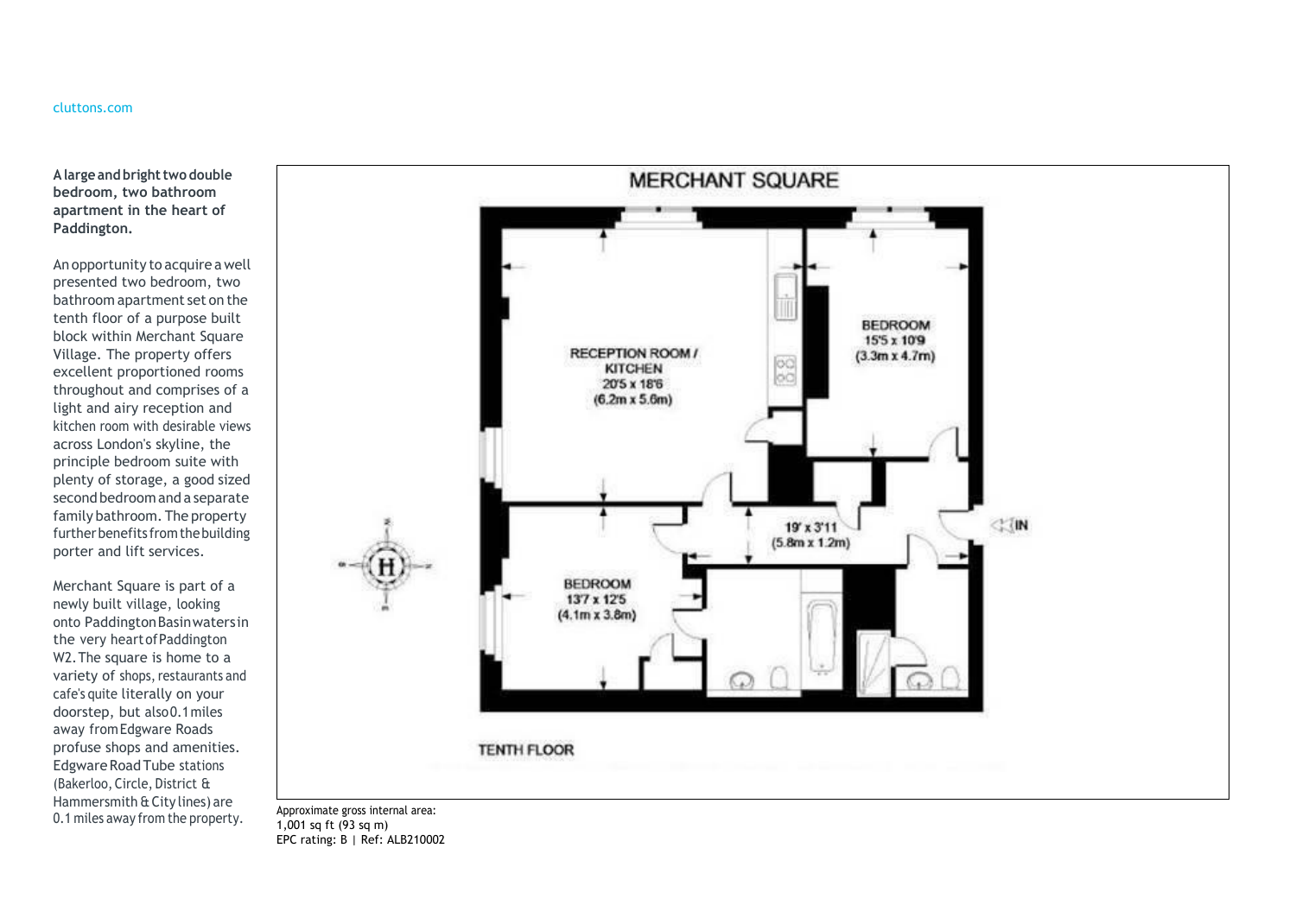**A large and bright two double bedroom, two bathroom apartment in the heart of Paddington.**

An opportunity to acquire a well presented two bedroom, two bathroom apartment set on the tenth floor of a purpose built block within Merchant Square Village. The property offers excellent proportioned rooms throughout and comprises of a light and airy reception and kitchen room with desirable views across London's skyline, the principle bedroom suite with plenty of storage, a good sized second bedroom and a separate family bathroom. The property further benefits from the building porter and lift services.

Merchant Square is part of a newly built village, looking onto Paddington Basin waters in the very heart of Paddington W2. The square is home to a variety of shops, restaurants and cafe's quite literally on your doorstep, but also 0.1 miles away from Edgware Roads profuse shops and amenities. Edgware Road Tube stations (Bakerloo, Circle, District & Hammersmith & City lines) are 0.1 miles away from the property.

## MERCHANT SQUARE

RECEPTION ROOM / KITCHEN
20'5 x 18'6
(6.2m x 5.6m)

BEDROOM
15'5 x 10'9
(3.3m x 4.7m)

19' x 3'11
(5.8m x 1.2m)

IN

BEDROOM
13'7 x 12'5
(4.1m x 3.8m)

TENTH FLOOR

Approximate gross internal area:
1,001 sq ft (93 sq m)
EPC rating: B | Ref: ALB210002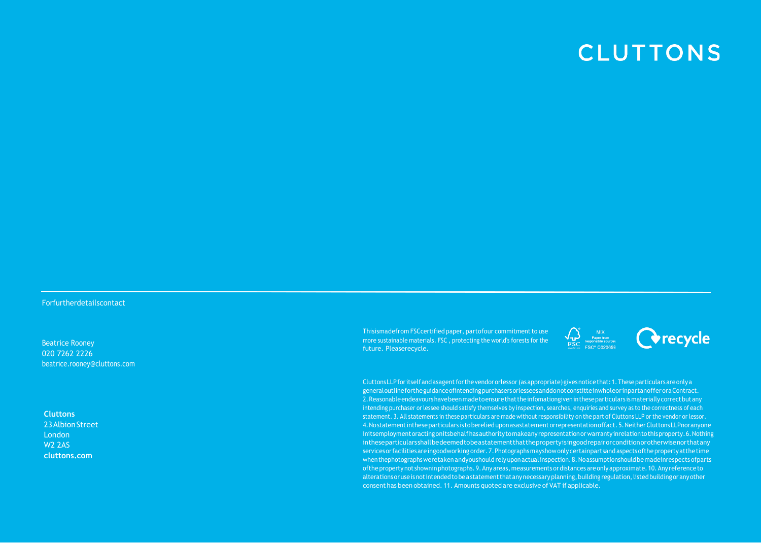# CLUTTONS

For further details contact

Beatrice Rooney
020 7262 2226
beatrice.rooney@cluttons.com

**Cluttons**
23 Albion Street
London
W2 2AS
**cluttons.com**

This is made from FSC certified paper, part of our commitment to use more sustainable materials. FSC, protecting the world's forests for the future. Please recycle.

MIX
Paper from responsible sources
FSC® C020658

recycle

Cluttons LLP for itself and as agent for the vendor or lessor (as appropriate) gives notice that: 1. These particulars are only a general outline for the guidance of intending purchasers or lessees and do not constitte in whole or in part an offer or a Contract. 2. Reasonable endeavours have been made to ensure that the infomation given in these particulars is materially correct but any intending purchaser or lessee should satisfy themselves by inspection, searches, enquiries and survey as to the correctness of each statement. 3. All statements in these particulars are made without responsibility on the part of Cluttons LLP or the vendor or lessor. 4. No statement in these particulars is to be relied upon as a statement or representation of fact. 5. Neither Cluttons LLP nor anyone in its employment or acting on its behalf has authority to make any representation or warranty in relation to this property. 6. Nothing in these particulars shall be deemed to be a statement that the property is in good repair or condition or otherwise nor that any services or facilities are in good working order. 7. Photographs may show only certain parts and aspects of the property at the time when the photographs were taken and you should rely upon actual inspection. 8. No assumption should be made in respects of parts of the property not shown in photographs. 9. Any areas, measurements or distances are only approximate. 10. Any reference to alterations or use is not intended to be a statement that any necessary planning, building regulation, listed building or any other consent has been obtained. 11. Amounts quoted are exclusive of VAT if applicable.